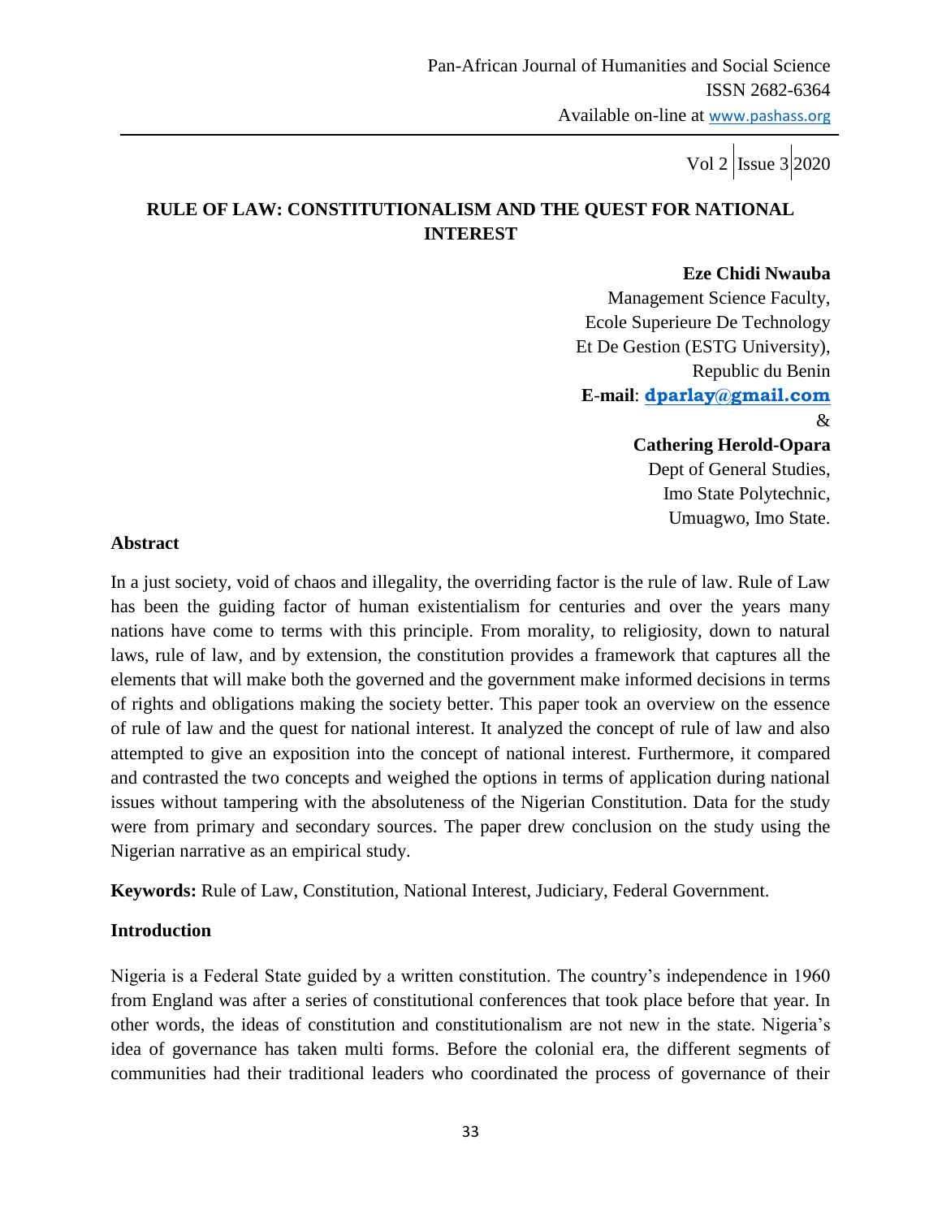# RULE OF LAW: CONSTITUTIONALISM AND THE QUEST FOR NATIONAL INTEREST

**Eze Chidi Nwauba**
Management Science Faculty,
Ecole Superieure De Technology
Et De Gestion (ESTG University),
Republic du Benin
**E-mail**: **dparlay@gmail.com**

&

**Cathering Herold-Opara**
Dept of General Studies,
Imo State Polytechnic,
Umuagwo, Imo State.

## Abstract

In a just society, void of chaos and illegality, the overriding factor is the rule of law. Rule of Law has been the guiding factor of human existentialism for centuries and over the years many nations have come to terms with this principle. From morality, to religiosity, down to natural laws, rule of law, and by extension, the constitution provides a framework that captures all the elements that will make both the governed and the government make informed decisions in terms of rights and obligations making the society better. This paper took an overview on the essence of rule of law and the quest for national interest. It analyzed the concept of rule of law and also attempted to give an exposition into the concept of national interest. Furthermore, it compared and contrasted the two concepts and weighed the options in terms of application during national issues without tampering with the absoluteness of the Nigerian Constitution. Data for the study were from primary and secondary sources. The paper drew conclusion on the study using the Nigerian narrative as an empirical study.

**Keywords:** Rule of Law, Constitution, National Interest, Judiciary, Federal Government.

## Introduction

Nigeria is a Federal State guided by a written constitution. The country's independence in 1960 from England was after a series of constitutional conferences that took place before that year. In other words, the ideas of constitution and constitutionalism are not new in the state. Nigeria's idea of governance has taken multi forms. Before the colonial era, the different segments of communities had their traditional leaders who coordinated the process of governance of their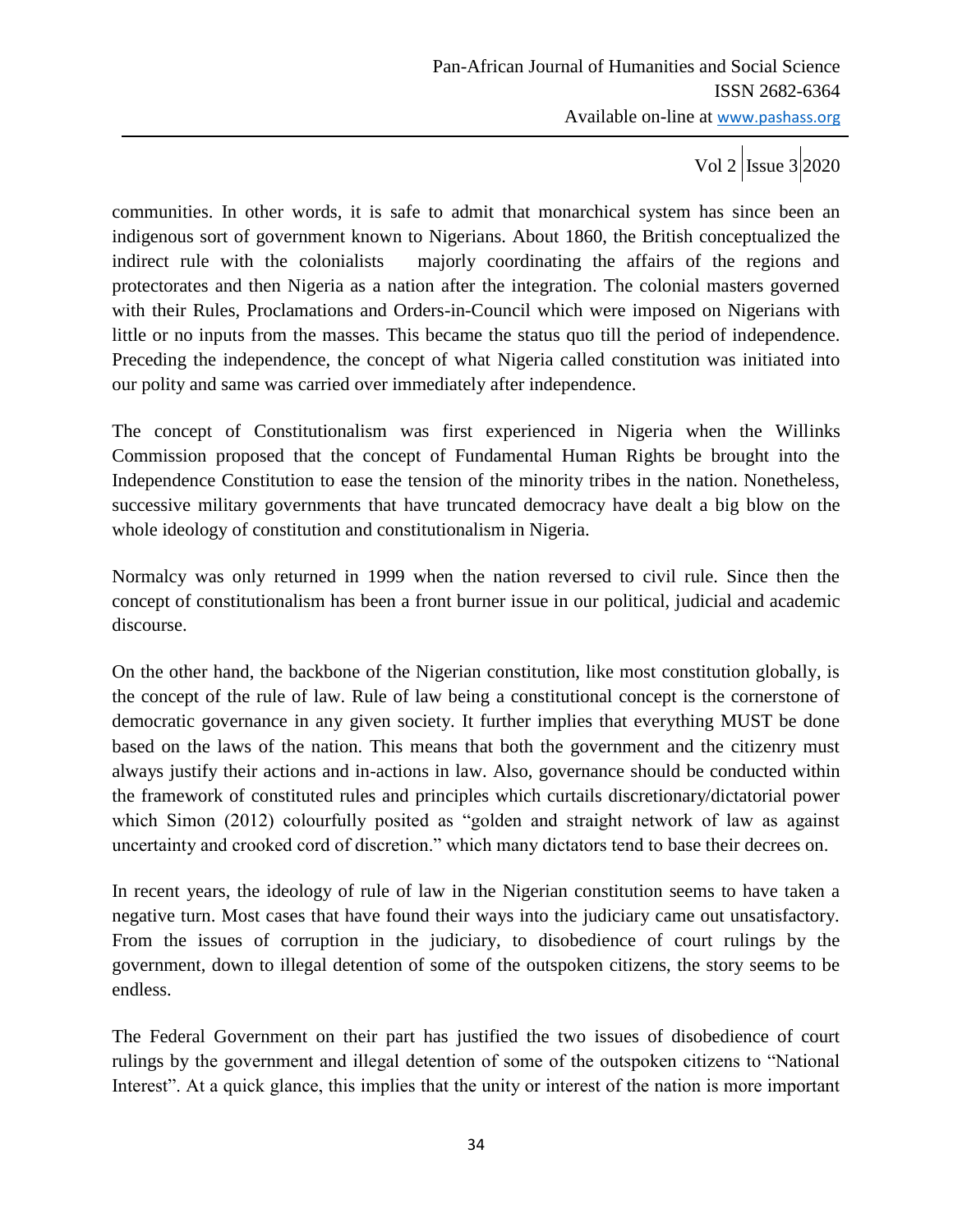communities. In other words, it is safe to admit that monarchical system has since been an indigenous sort of government known to Nigerians. About 1860, the British conceptualized the indirect rule with the colonialists majorly coordinating the affairs of the regions and protectorates and then Nigeria as a nation after the integration. The colonial masters governed with their Rules, Proclamations and Orders-in-Council which were imposed on Nigerians with little or no inputs from the masses. This became the status quo till the period of independence. Preceding the independence, the concept of what Nigeria called constitution was initiated into our polity and same was carried over immediately after independence.

The concept of Constitutionalism was first experienced in Nigeria when the Willinks Commission proposed that the concept of Fundamental Human Rights be brought into the Independence Constitution to ease the tension of the minority tribes in the nation. Nonetheless, successive military governments that have truncated democracy have dealt a big blow on the whole ideology of constitution and constitutionalism in Nigeria.

Normalcy was only returned in 1999 when the nation reversed to civil rule. Since then the concept of constitutionalism has been a front burner issue in our political, judicial and academic discourse.

On the other hand, the backbone of the Nigerian constitution, like most constitution globally, is the concept of the rule of law. Rule of law being a constitutional concept is the cornerstone of democratic governance in any given society. It further implies that everything MUST be done based on the laws of the nation. This means that both the government and the citizenry must always justify their actions and in-actions in law. Also, governance should be conducted within the framework of constituted rules and principles which curtails discretionary/dictatorial power which Simon (2012) colourfully posited as "golden and straight network of law as against uncertainty and crooked cord of discretion." which many dictators tend to base their decrees on.

In recent years, the ideology of rule of law in the Nigerian constitution seems to have taken a negative turn. Most cases that have found their ways into the judiciary came out unsatisfactory. From the issues of corruption in the judiciary, to disobedience of court rulings by the government, down to illegal detention of some of the outspoken citizens, the story seems to be endless.

The Federal Government on their part has justified the two issues of disobedience of court rulings by the government and illegal detention of some of the outspoken citizens to "National Interest". At a quick glance, this implies that the unity or interest of the nation is more important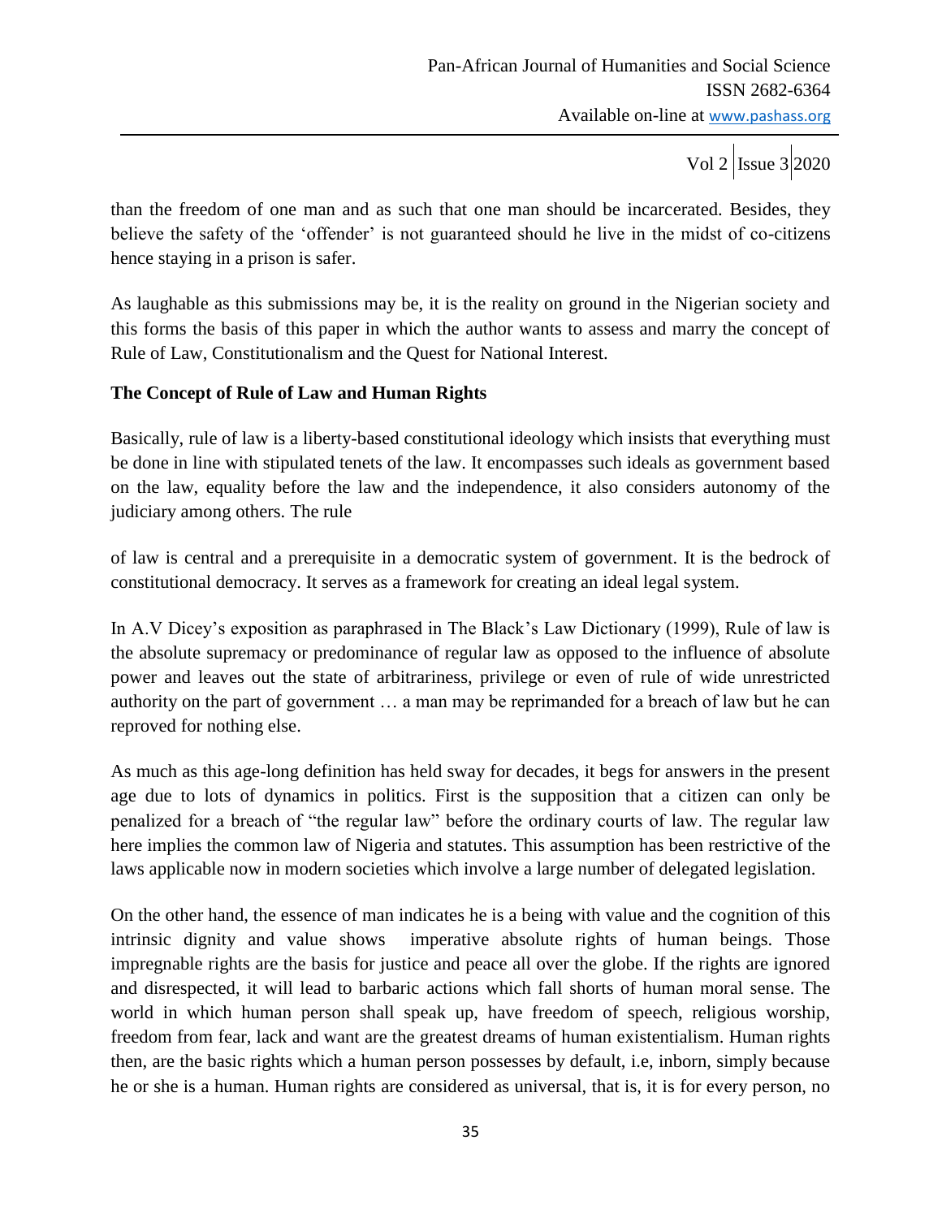than the freedom of one man and as such that one man should be incarcerated. Besides, they believe the safety of the 'offender' is not guaranteed should he live in the midst of co-citizens hence staying in a prison is safer.

As laughable as this submissions may be, it is the reality on ground in the Nigerian society and this forms the basis of this paper in which the author wants to assess and marry the concept of Rule of Law, Constitutionalism and the Quest for National Interest.

**The Concept of Rule of Law and Human Rights**

Basically, rule of law is a liberty-based constitutional ideology which insists that everything must be done in line with stipulated tenets of the law. It encompasses such ideals as government based on the law, equality before the law and the independence, it also considers autonomy of the judiciary among others. The rule of law is central and a prerequisite in a democratic system of government. It is the bedrock of constitutional democracy. It serves as a framework for creating an ideal legal system.

In A.V Dicey's exposition as paraphrased in The Black's Law Dictionary (1999), Rule of law is the absolute supremacy or predominance of regular law as opposed to the influence of absolute power and leaves out the state of arbitrariness, privilege or even of rule of wide unrestricted authority on the part of government … a man may be reprimanded for a breach of law but he can reproved for nothing else.

As much as this age-long definition has held sway for decades, it begs for answers in the present age due to lots of dynamics in politics. First is the supposition that a citizen can only be penalized for a breach of "the regular law" before the ordinary courts of law. The regular law here implies the common law of Nigeria and statutes. This assumption has been restrictive of the laws applicable now in modern societies which involve a large number of delegated legislation.

On the other hand, the essence of man indicates he is a being with value and the cognition of this intrinsic dignity and value shows imperative absolute rights of human beings. Those impregnable rights are the basis for justice and peace all over the globe. If the rights are ignored and disrespected, it will lead to barbaric actions which fall shorts of human moral sense. The world in which human person shall speak up, have freedom of speech, religious worship, freedom from fear, lack and want are the greatest dreams of human existentialism. Human rights then, are the basic rights which a human person possesses by default, i.e, inborn, simply because he or she is a human. Human rights are considered as universal, that is, it is for every person, no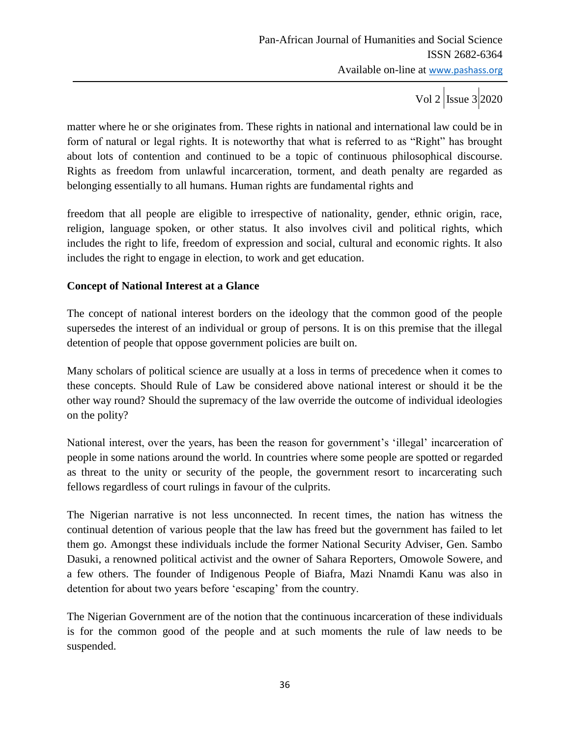matter where he or she originates from. These rights in national and international law could be in form of natural or legal rights. It is noteworthy that what is referred to as "Right" has brought about lots of contention and continued to be a topic of continuous philosophical discourse. Rights as freedom from unlawful incarceration, torment, and death penalty are regarded as belonging essentially to all humans. Human rights are fundamental rights and

freedom that all people are eligible to irrespective of nationality, gender, ethnic origin, race, religion, language spoken, or other status. It also involves civil and political rights, which includes the right to life, freedom of expression and social, cultural and economic rights. It also includes the right to engage in election, to work and get education.

**Concept of National Interest at a Glance**

The concept of national interest borders on the ideology that the common good of the people supersedes the interest of an individual or group of persons. It is on this premise that the illegal detention of people that oppose government policies are built on.

Many scholars of political science are usually at a loss in terms of precedence when it comes to these concepts. Should Rule of Law be considered above national interest or should it be the other way round? Should the supremacy of the law override the outcome of individual ideologies on the polity?

National interest, over the years, has been the reason for government's 'illegal' incarceration of people in some nations around the world. In countries where some people are spotted or regarded as threat to the unity or security of the people, the government resort to incarcerating such fellows regardless of court rulings in favour of the culprits.

The Nigerian narrative is not less unconnected. In recent times, the nation has witness the continual detention of various people that the law has freed but the government has failed to let them go. Amongst these individuals include the former National Security Adviser, Gen. Sambo Dasuki, a renowned political activist and the owner of Sahara Reporters, Omowole Sowere, and a few others. The founder of Indigenous People of Biafra, Mazi Nnamdi Kanu was also in detention for about two years before 'escaping' from the country.

The Nigerian Government are of the notion that the continuous incarceration of these individuals is for the common good of the people and at such moments the rule of law needs to be suspended.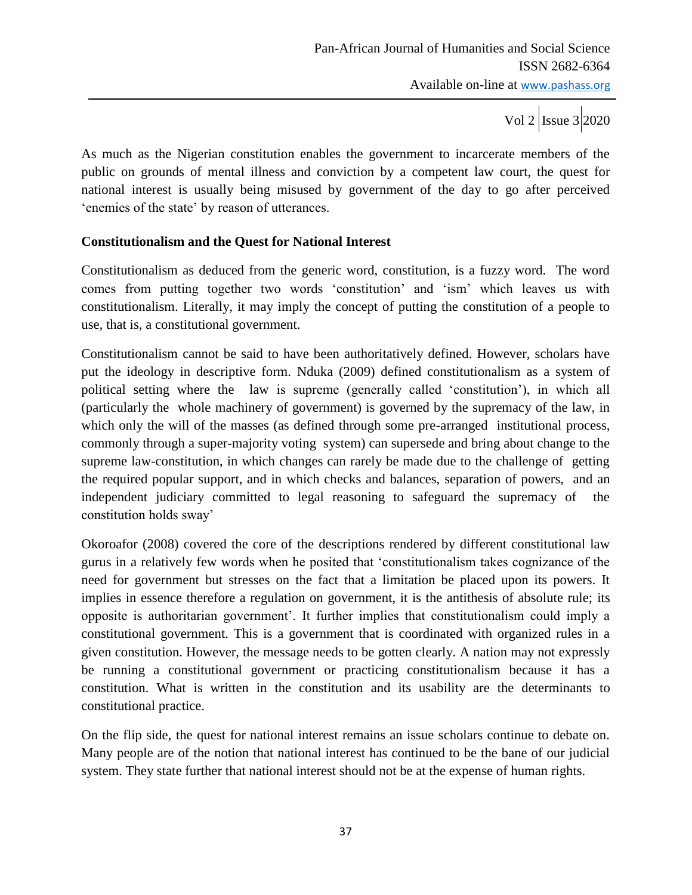As much as the Nigerian constitution enables the government to incarcerate members of the public on grounds of mental illness and conviction by a competent law court, the quest for national interest is usually being misused by government of the day to go after perceived 'enemies of the state' by reason of utterances.

**Constitutionalism and the Quest for National Interest**

Constitutionalism as deduced from the generic word, constitution, is a fuzzy word. The word comes from putting together two words 'constitution' and 'ism' which leaves us with constitutionalism. Literally, it may imply the concept of putting the constitution of a people to use, that is, a constitutional government.

Constitutionalism cannot be said to have been authoritatively defined. However, scholars have put the ideology in descriptive form. Nduka (2009) defined constitutionalism as a system of political setting where the law is supreme (generally called 'constitution'), in which all (particularly the whole machinery of government) is governed by the supremacy of the law, in which only the will of the masses (as defined through some pre-arranged institutional process, commonly through a super-majority voting system) can supersede and bring about change to the supreme law-constitution, in which changes can rarely be made due to the challenge of getting the required popular support, and in which checks and balances, separation of powers, and an independent judiciary committed to legal reasoning to safeguard the supremacy of the constitution holds sway'

Okoroafor (2008) covered the core of the descriptions rendered by different constitutional law gurus in a relatively few words when he posited that 'constitutionalism takes cognizance of the need for government but stresses on the fact that a limitation be placed upon its powers. It implies in essence therefore a regulation on government, it is the antithesis of absolute rule; its opposite is authoritarian government'. It further implies that constitutionalism could imply a constitutional government. This is a government that is coordinated with organized rules in a given constitution. However, the message needs to be gotten clearly. A nation may not expressly be running a constitutional government or practicing constitutionalism because it has a constitution. What is written in the constitution and its usability are the determinants to constitutional practice.

On the flip side, the quest for national interest remains an issue scholars continue to debate on. Many people are of the notion that national interest has continued to be the bane of our judicial system. They state further that national interest should not be at the expense of human rights.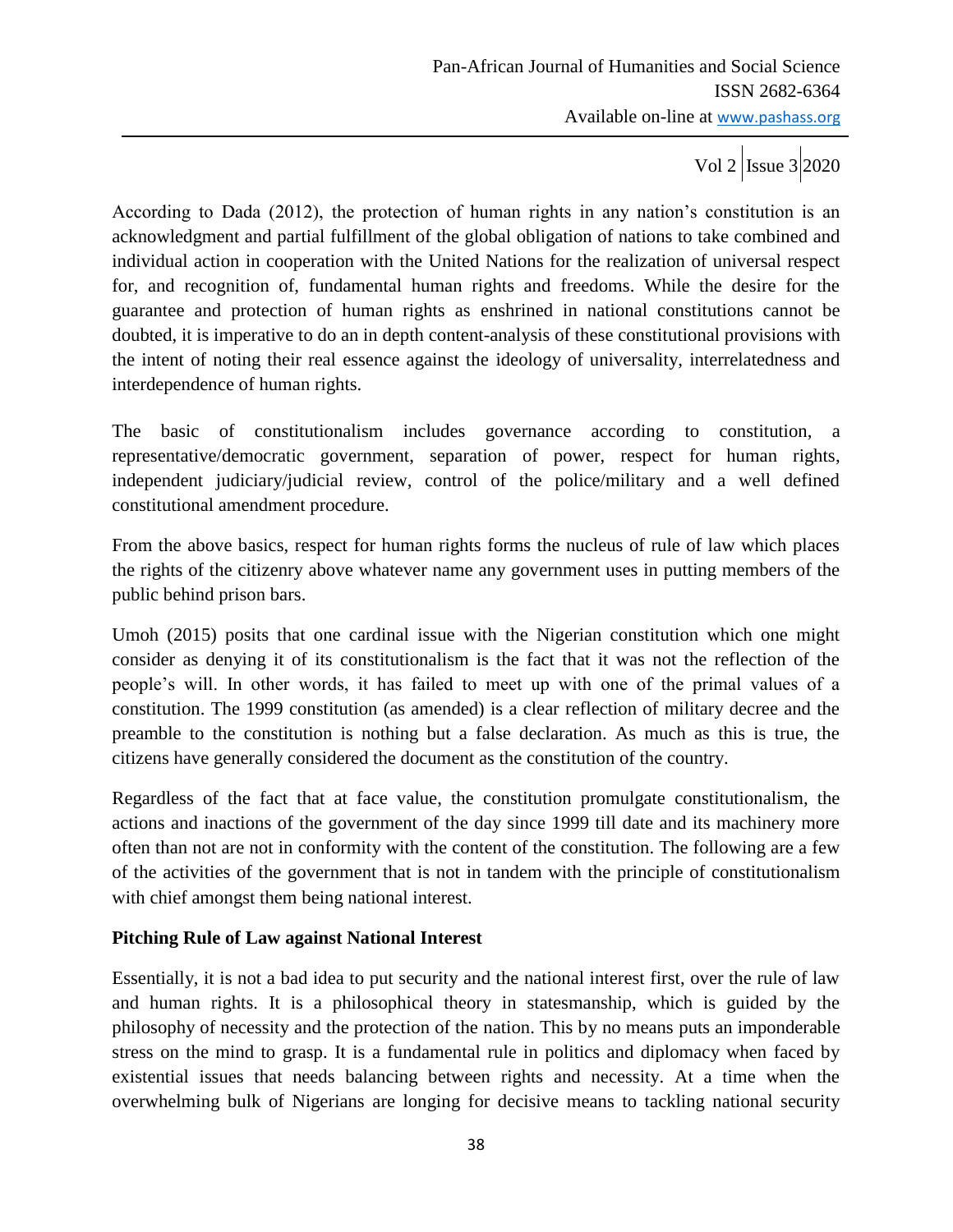According to Dada (2012), the protection of human rights in any nation's constitution is an acknowledgment and partial fulfillment of the global obligation of nations to take combined and individual action in cooperation with the United Nations for the realization of universal respect for, and recognition of, fundamental human rights and freedoms. While the desire for the guarantee and protection of human rights as enshrined in national constitutions cannot be doubted, it is imperative to do an in depth content-analysis of these constitutional provisions with the intent of noting their real essence against the ideology of universality, interrelatedness and interdependence of human rights.

The basic of constitutionalism includes governance according to constitution, a representative/democratic government, separation of power, respect for human rights, independent judiciary/judicial review, control of the police/military and a well defined constitutional amendment procedure.

From the above basics, respect for human rights forms the nucleus of rule of law which places the rights of the citizenry above whatever name any government uses in putting members of the public behind prison bars.

Umoh (2015) posits that one cardinal issue with the Nigerian constitution which one might consider as denying it of its constitutionalism is the fact that it was not the reflection of the people's will. In other words, it has failed to meet up with one of the primal values of a constitution. The 1999 constitution (as amended) is a clear reflection of military decree and the preamble to the constitution is nothing but a false declaration. As much as this is true, the citizens have generally considered the document as the constitution of the country.

Regardless of the fact that at face value, the constitution promulgate constitutionalism, the actions and inactions of the government of the day since 1999 till date and its machinery more often than not are not in conformity with the content of the constitution. The following are a few of the activities of the government that is not in tandem with the principle of constitutionalism with chief amongst them being national interest.

**Pitching Rule of Law against National Interest**

Essentially, it is not a bad idea to put security and the national interest first, over the rule of law and human rights. It is a philosophical theory in statesmanship, which is guided by the philosophy of necessity and the protection of the nation. This by no means puts an imponderable stress on the mind to grasp. It is a fundamental rule in politics and diplomacy when faced by existential issues that needs balancing between rights and necessity. At a time when the overwhelming bulk of Nigerians are longing for decisive means to tackling national security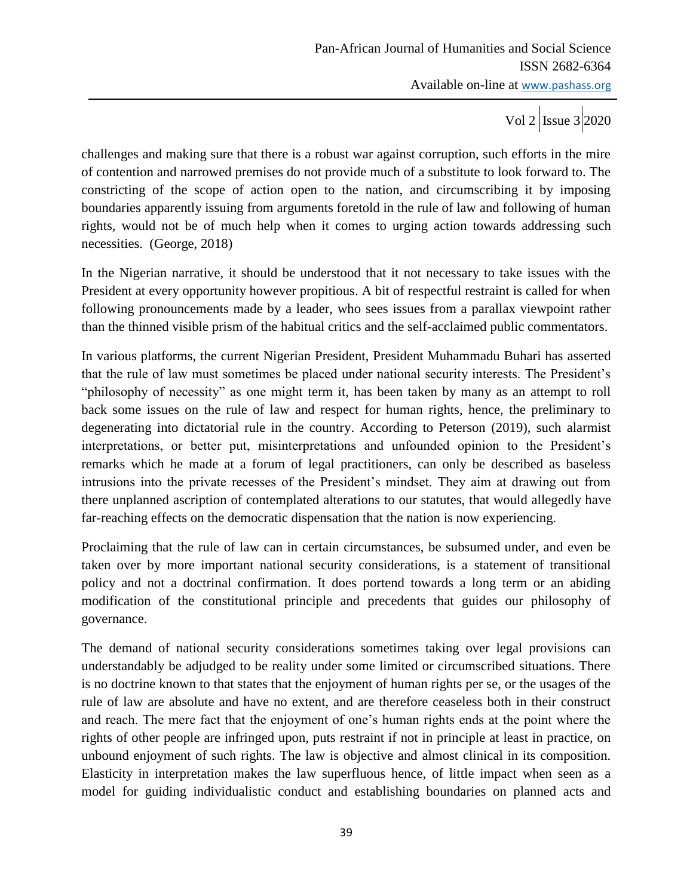challenges and making sure that there is a robust war against corruption, such efforts in the mire of contention and narrowed premises do not provide much of a substitute to look forward to. The constricting of the scope of action open to the nation, and circumscribing it by imposing boundaries apparently issuing from arguments foretold in the rule of law and following of human rights, would not be of much help when it comes to urging action towards addressing such necessities. (George, 2018)

In the Nigerian narrative, it should be understood that it not necessary to take issues with the President at every opportunity however propitious. A bit of respectful restraint is called for when following pronouncements made by a leader, who sees issues from a parallax viewpoint rather than the thinned visible prism of the habitual critics and the self-acclaimed public commentators.

In various platforms, the current Nigerian President, President Muhammadu Buhari has asserted that the rule of law must sometimes be placed under national security interests. The President's "philosophy of necessity" as one might term it, has been taken by many as an attempt to roll back some issues on the rule of law and respect for human rights, hence, the preliminary to degenerating into dictatorial rule in the country. According to Peterson (2019), such alarmist interpretations, or better put, misinterpretations and unfounded opinion to the President's remarks which he made at a forum of legal practitioners, can only be described as baseless intrusions into the private recesses of the President's mindset. They aim at drawing out from there unplanned ascription of contemplated alterations to our statutes, that would allegedly have far-reaching effects on the democratic dispensation that the nation is now experiencing.

Proclaiming that the rule of law can in certain circumstances, be subsumed under, and even be taken over by more important national security considerations, is a statement of transitional policy and not a doctrinal confirmation. It does portend towards a long term or an abiding modification of the constitutional principle and precedents that guides our philosophy of governance.

The demand of national security considerations sometimes taking over legal provisions can understandably be adjudged to be reality under some limited or circumscribed situations. There is no doctrine known to that states that the enjoyment of human rights per se, or the usages of the rule of law are absolute and have no extent, and are therefore ceaseless both in their construct and reach. The mere fact that the enjoyment of one's human rights ends at the point where the rights of other people are infringed upon, puts restraint if not in principle at least in practice, on unbound enjoyment of such rights. The law is objective and almost clinical in its composition. Elasticity in interpretation makes the law superfluous hence, of little impact when seen as a model for guiding individualistic conduct and establishing boundaries on planned acts and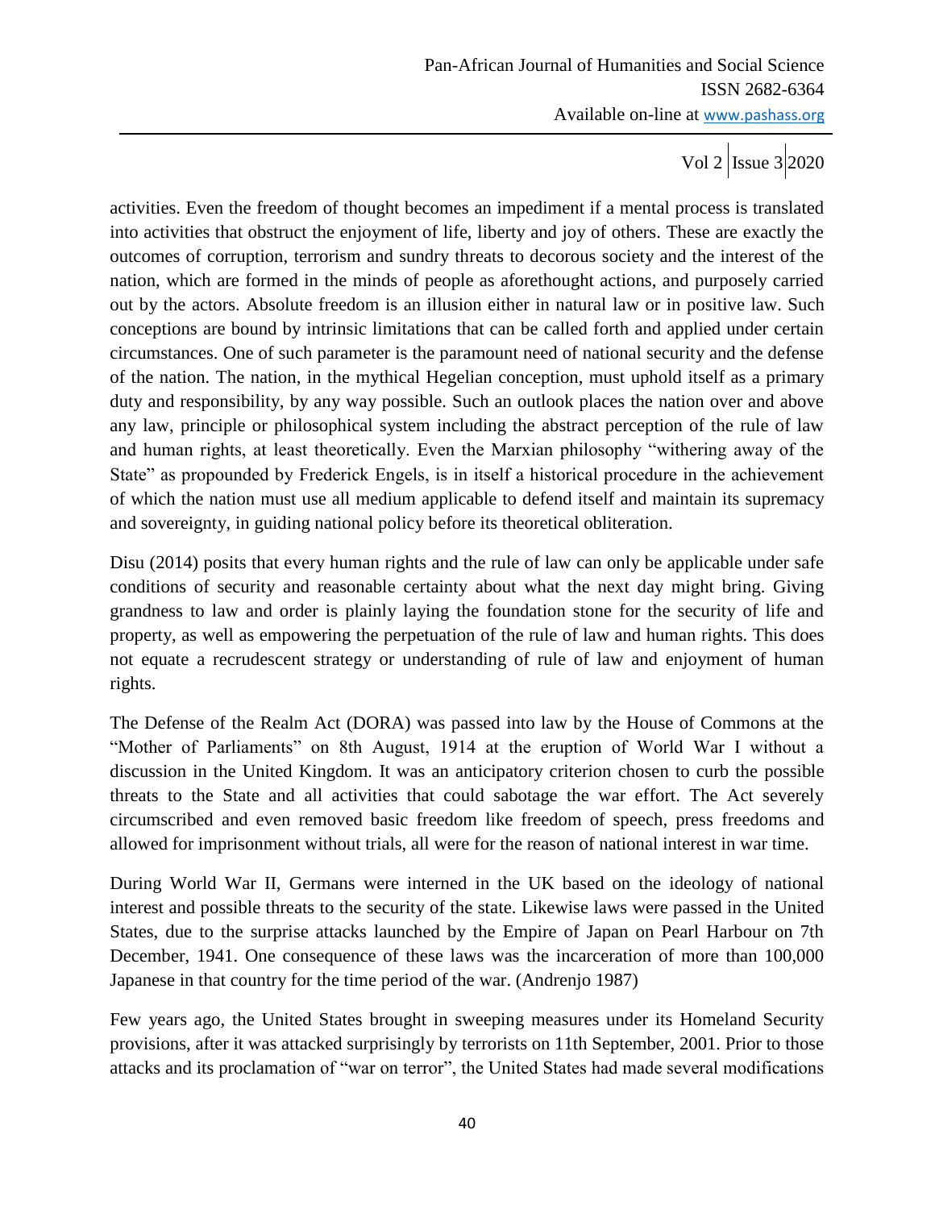activities. Even the freedom of thought becomes an impediment if a mental process is translated into activities that obstruct the enjoyment of life, liberty and joy of others. These are exactly the outcomes of corruption, terrorism and sundry threats to decorous society and the interest of the nation, which are formed in the minds of people as aforethought actions, and purposely carried out by the actors. Absolute freedom is an illusion either in natural law or in positive law. Such conceptions are bound by intrinsic limitations that can be called forth and applied under certain circumstances. One of such parameter is the paramount need of national security and the defense of the nation. The nation, in the mythical Hegelian conception, must uphold itself as a primary duty and responsibility, by any way possible. Such an outlook places the nation over and above any law, principle or philosophical system including the abstract perception of the rule of law and human rights, at least theoretically. Even the Marxian philosophy "withering away of the State" as propounded by Frederick Engels, is in itself a historical procedure in the achievement of which the nation must use all medium applicable to defend itself and maintain its supremacy and sovereignty, in guiding national policy before its theoretical obliteration.

Disu (2014) posits that every human rights and the rule of law can only be applicable under safe conditions of security and reasonable certainty about what the next day might bring. Giving grandness to law and order is plainly laying the foundation stone for the security of life and property, as well as empowering the perpetuation of the rule of law and human rights. This does not equate a recrudescent strategy or understanding of rule of law and enjoyment of human rights.

The Defense of the Realm Act (DORA) was passed into law by the House of Commons at the "Mother of Parliaments" on 8th August, 1914 at the eruption of World War I without a discussion in the United Kingdom. It was an anticipatory criterion chosen to curb the possible threats to the State and all activities that could sabotage the war effort. The Act severely circumscribed and even removed basic freedom like freedom of speech, press freedoms and allowed for imprisonment without trials, all were for the reason of national interest in war time.

During World War II, Germans were interned in the UK based on the ideology of national interest and possible threats to the security of the state. Likewise laws were passed in the United States, due to the surprise attacks launched by the Empire of Japan on Pearl Harbour on 7th December, 1941. One consequence of these laws was the incarceration of more than 100,000 Japanese in that country for the time period of the war. (Andrenjo 1987)

Few years ago, the United States brought in sweeping measures under its Homeland Security provisions, after it was attacked surprisingly by terrorists on 11th September, 2001. Prior to those attacks and its proclamation of "war on terror", the United States had made several modifications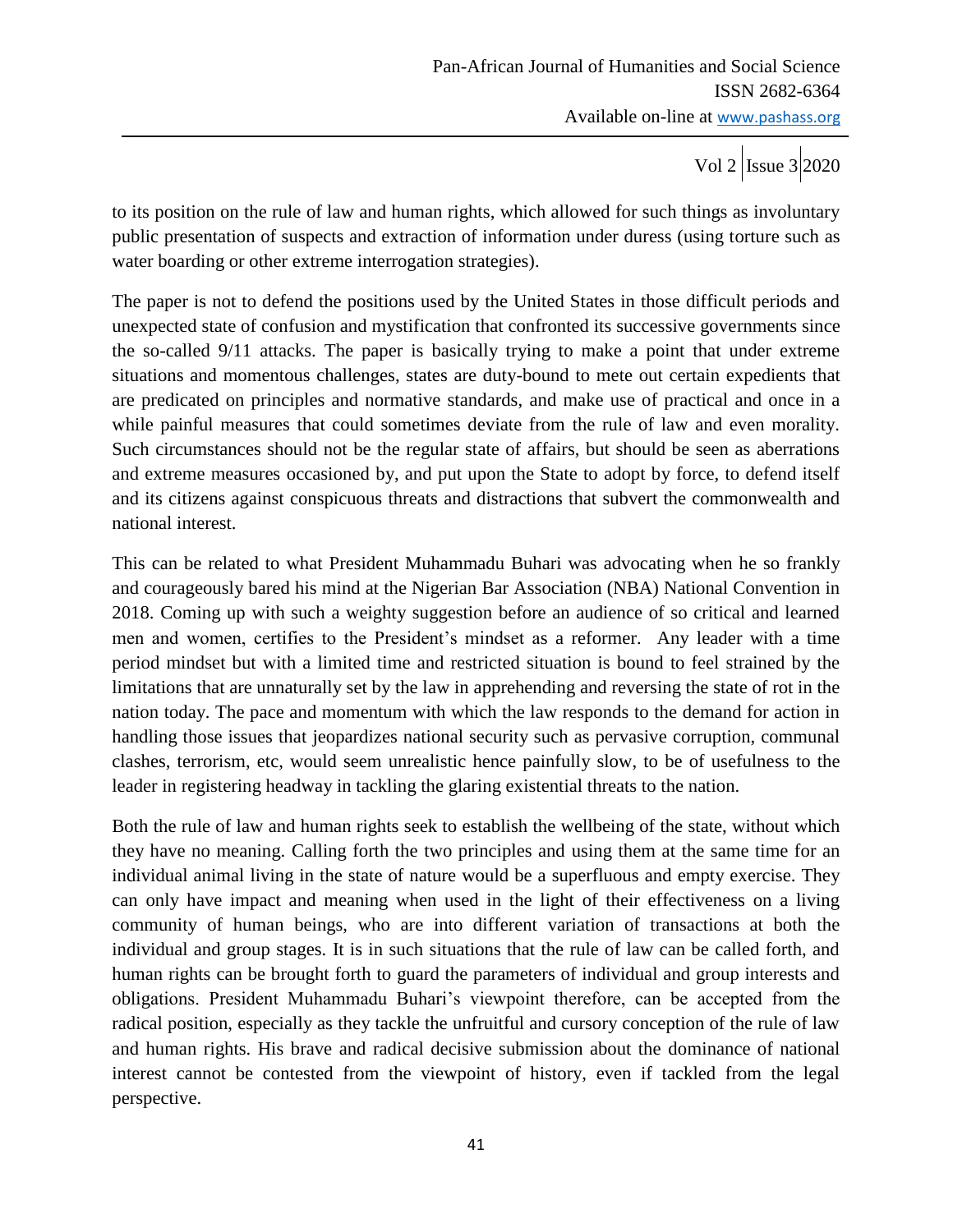to its position on the rule of law and human rights, which allowed for such things as involuntary public presentation of suspects and extraction of information under duress (using torture such as water boarding or other extreme interrogation strategies).

The paper is not to defend the positions used by the United States in those difficult periods and unexpected state of confusion and mystification that confronted its successive governments since the so-called 9/11 attacks. The paper is basically trying to make a point that under extreme situations and momentous challenges, states are duty-bound to mete out certain expedients that are predicated on principles and normative standards, and make use of practical and once in a while painful measures that could sometimes deviate from the rule of law and even morality. Such circumstances should not be the regular state of affairs, but should be seen as aberrations and extreme measures occasioned by, and put upon the State to adopt by force, to defend itself and its citizens against conspicuous threats and distractions that subvert the commonwealth and national interest.

This can be related to what President Muhammadu Buhari was advocating when he so frankly and courageously bared his mind at the Nigerian Bar Association (NBA) National Convention in 2018. Coming up with such a weighty suggestion before an audience of so critical and learned men and women, certifies to the President's mindset as a reformer. Any leader with a time period mindset but with a limited time and restricted situation is bound to feel strained by the limitations that are unnaturally set by the law in apprehending and reversing the state of rot in the nation today. The pace and momentum with which the law responds to the demand for action in handling those issues that jeopardizes national security such as pervasive corruption, communal clashes, terrorism, etc, would seem unrealistic hence painfully slow, to be of usefulness to the leader in registering headway in tackling the glaring existential threats to the nation.

Both the rule of law and human rights seek to establish the wellbeing of the state, without which they have no meaning. Calling forth the two principles and using them at the same time for an individual animal living in the state of nature would be a superfluous and empty exercise. They can only have impact and meaning when used in the light of their effectiveness on a living community of human beings, who are into different variation of transactions at both the individual and group stages. It is in such situations that the rule of law can be called forth, and human rights can be brought forth to guard the parameters of individual and group interests and obligations. President Muhammadu Buhari's viewpoint therefore, can be accepted from the radical position, especially as they tackle the unfruitful and cursory conception of the rule of law and human rights. His brave and radical decisive submission about the dominance of national interest cannot be contested from the viewpoint of history, even if tackled from the legal perspective.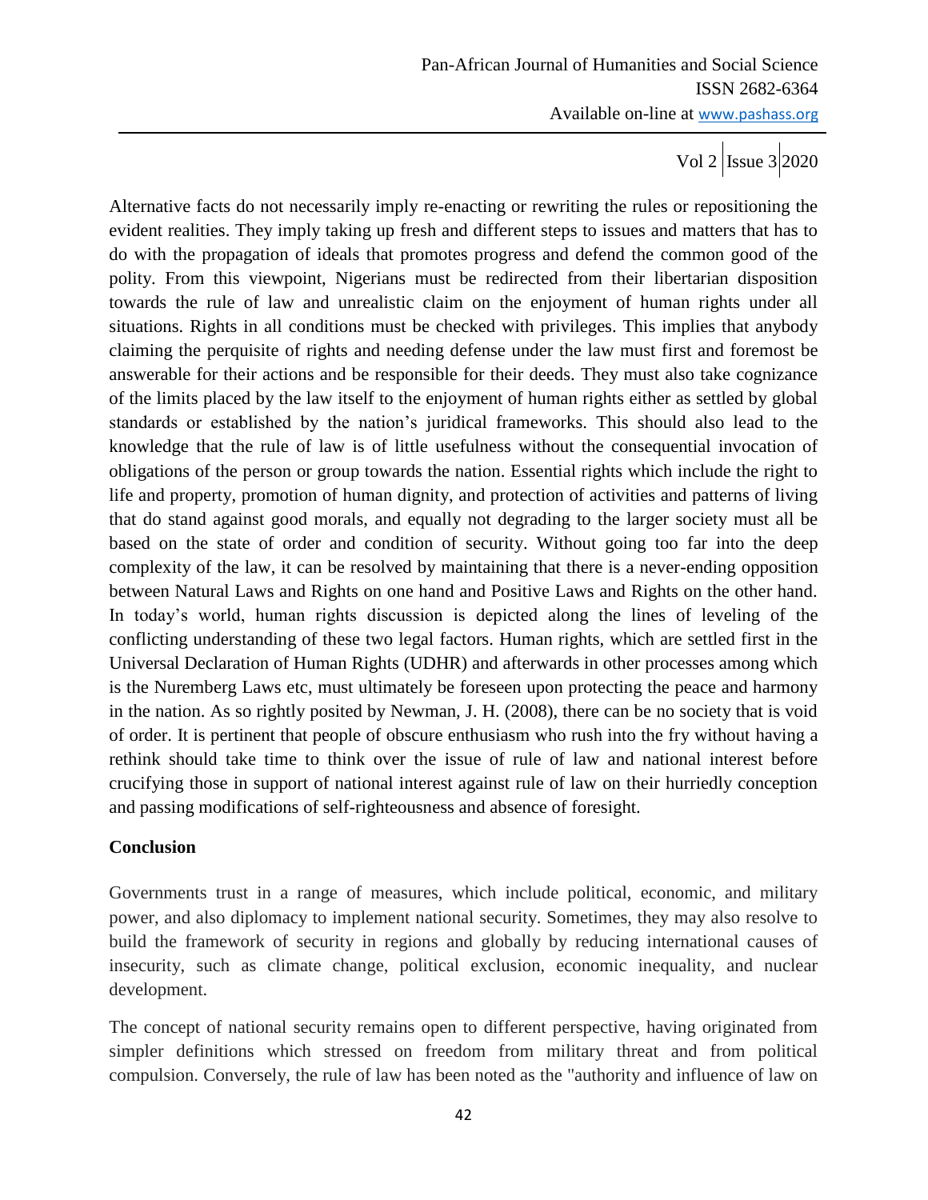Alternative facts do not necessarily imply re-enacting or rewriting the rules or repositioning the evident realities. They imply taking up fresh and different steps to issues and matters that has to do with the propagation of ideals that promotes progress and defend the common good of the polity. From this viewpoint, Nigerians must be redirected from their libertarian disposition towards the rule of law and unrealistic claim on the enjoyment of human rights under all situations. Rights in all conditions must be checked with privileges. This implies that anybody claiming the perquisite of rights and needing defense under the law must first and foremost be answerable for their actions and be responsible for their deeds. They must also take cognizance of the limits placed by the law itself to the enjoyment of human rights either as settled by global standards or established by the nation's juridical frameworks. This should also lead to the knowledge that the rule of law is of little usefulness without the consequential invocation of obligations of the person or group towards the nation. Essential rights which include the right to life and property, promotion of human dignity, and protection of activities and patterns of living that do stand against good morals, and equally not degrading to the larger society must all be based on the state of order and condition of security. Without going too far into the deep complexity of the law, it can be resolved by maintaining that there is a never-ending opposition between Natural Laws and Rights on one hand and Positive Laws and Rights on the other hand. In today's world, human rights discussion is depicted along the lines of leveling of the conflicting understanding of these two legal factors. Human rights, which are settled first in the Universal Declaration of Human Rights (UDHR) and afterwards in other processes among which is the Nuremberg Laws etc, must ultimately be foreseen upon protecting the peace and harmony in the nation. As so rightly posited by Newman, J. H. (2008), there can be no society that is void of order. It is pertinent that people of obscure enthusiasm who rush into the fry without having a rethink should take time to think over the issue of rule of law and national interest before crucifying those in support of national interest against rule of law on their hurriedly conception and passing modifications of self-righteousness and absence of foresight.

**Conclusion**

Governments trust in a range of measures, which include political, economic, and military power, and also diplomacy to implement national security. Sometimes, they may also resolve to build the framework of security in regions and globally by reducing international causes of insecurity, such as climate change, political exclusion, economic inequality, and nuclear development.

The concept of national security remains open to different perspective, having originated from simpler definitions which stressed on freedom from military threat and from political compulsion. Conversely, the rule of law has been noted as the "authority and influence of law on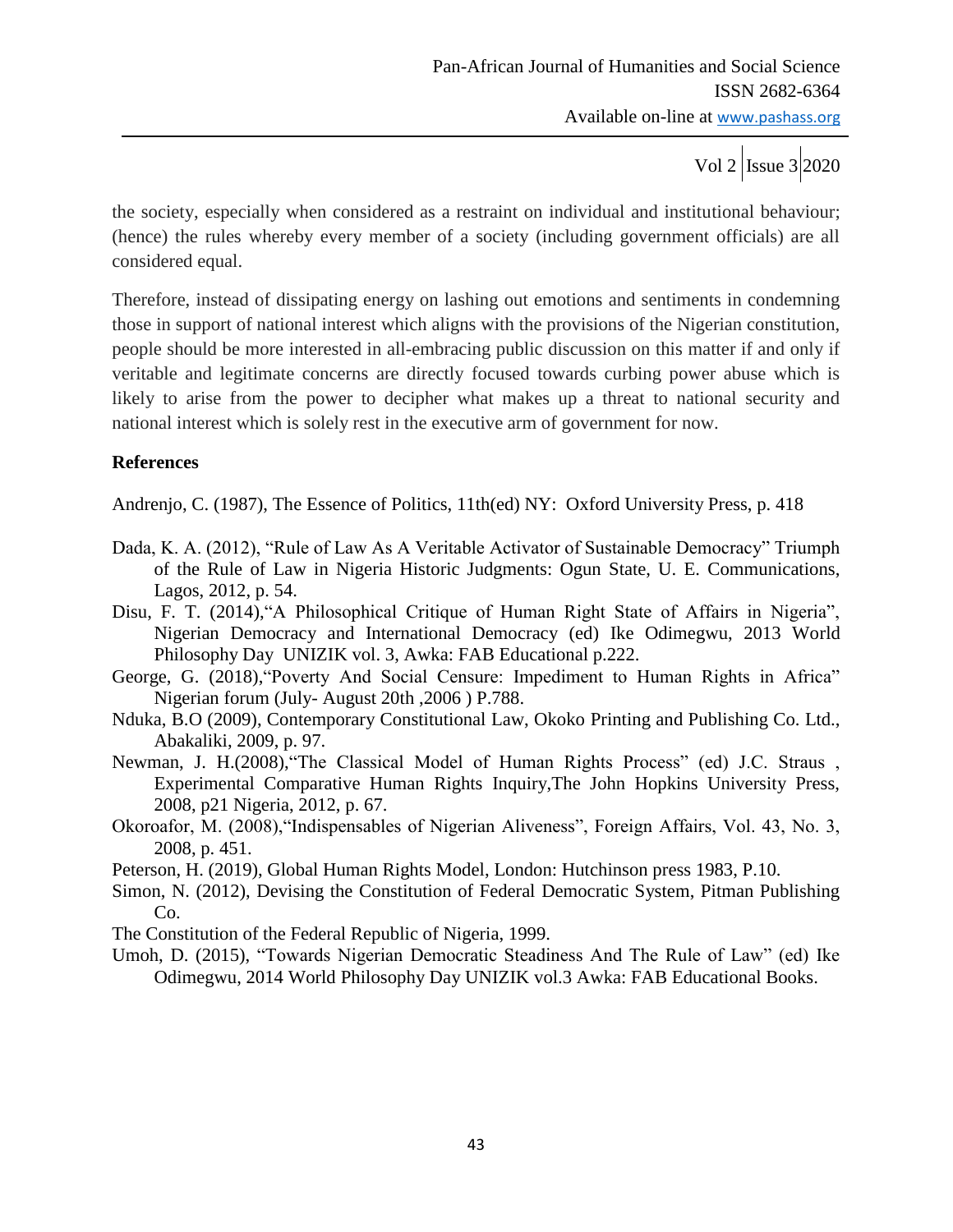the society, especially when considered as a restraint on individual and institutional behaviour; (hence) the rules whereby every member of a society (including government officials) are all considered equal.

Therefore, instead of dissipating energy on lashing out emotions and sentiments in condemning those in support of national interest which aligns with the provisions of the Nigerian constitution, people should be more interested in all-embracing public discussion on this matter if and only if veritable and legitimate concerns are directly focused towards curbing power abuse which is likely to arise from the power to decipher what makes up a threat to national security and national interest which is solely rest in the executive arm of government for now.

## References

Andrenjo, C. (1987), The Essence of Politics, 11th(ed) NY: Oxford University Press, p. 418

Dada, K. A. (2012), "Rule of Law As A Veritable Activator of Sustainable Democracy" Triumph of the Rule of Law in Nigeria Historic Judgments: Ogun State, U. E. Communications, Lagos, 2012, p. 54.

Disu, F. T. (2014),"A Philosophical Critique of Human Right State of Affairs in Nigeria", Nigerian Democracy and International Democracy (ed) Ike Odimegwu, 2013 World Philosophy Day UNIZIK vol. 3, Awka: FAB Educational p.222.

George, G. (2018),"Poverty And Social Censure: Impediment to Human Rights in Africa" Nigerian forum (July- August 20th ,2006 ) P.788.

Nduka, B.O (2009), Contemporary Constitutional Law, Okoko Printing and Publishing Co. Ltd., Abakaliki, 2009, p. 97.

Newman, J. H.(2008),"The Classical Model of Human Rights Process" (ed) J.C. Straus , Experimental Comparative Human Rights Inquiry,The John Hopkins University Press, 2008, p21 Nigeria, 2012, p. 67.

Okoroafor, M. (2008),"Indispensables of Nigerian Aliveness", Foreign Affairs, Vol. 43, No. 3, 2008, p. 451.

Peterson, H. (2019), Global Human Rights Model, London: Hutchinson press 1983, P.10.

Simon, N. (2012), Devising the Constitution of Federal Democratic System, Pitman Publishing Co.

The Constitution of the Federal Republic of Nigeria, 1999.

Umoh, D. (2015), "Towards Nigerian Democratic Steadiness And The Rule of Law" (ed) Ike Odimegwu, 2014 World Philosophy Day UNIZIK vol.3 Awka: FAB Educational Books.